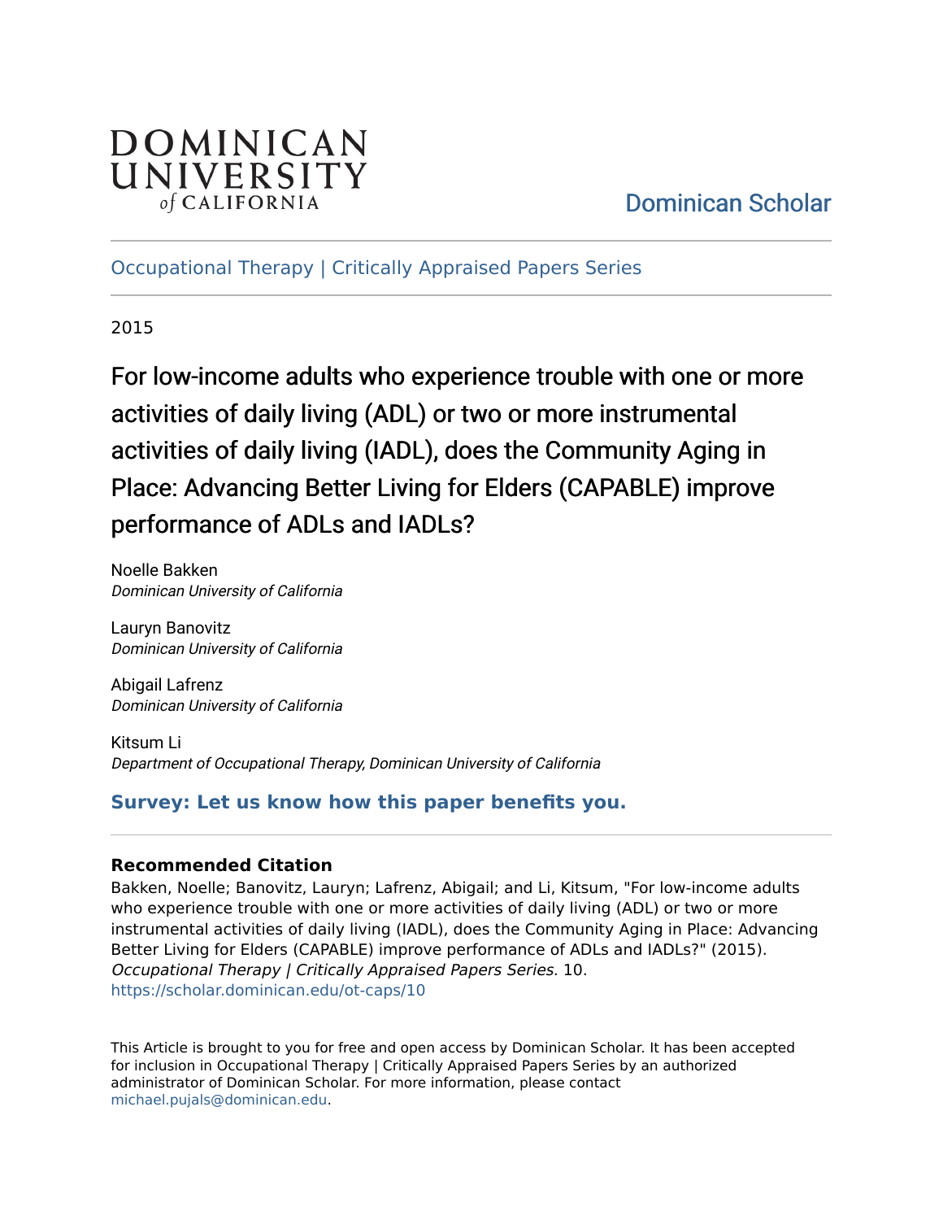DOMINICAN UNIVERSITY *of* CALIFORNIA

Dominican Scholar

Occupational Therapy | Critically Appraised Papers Series

2015

# For low-income adults who experience trouble with one or more activities of daily living (ADL) or two or more instrumental activities of daily living (IADL), does the Community Aging in Place: Advancing Better Living for Elders (CAPABLE) improve performance of ADLs and IADLs?

Noelle Bakken
*Dominican University of California*

Lauryn Banovitz
*Dominican University of California*

Abigail Lafrenz
*Dominican University of California*

Kitsum Li
*Department of Occupational Therapy, Dominican University of California*

**Survey: Let us know how this paper benefits you.**

**Recommended Citation**

Bakken, Noelle; Banovitz, Lauryn; Lafrenz, Abigail; and Li, Kitsum, "For low-income adults who experience trouble with one or more activities of daily living (ADL) or two or more instrumental activities of daily living (IADL), does the Community Aging in Place: Advancing Better Living for Elders (CAPABLE) improve performance of ADLs and IADLs?" (2015). *Occupational Therapy | Critically Appraised Papers Series*. 10.
https://scholar.dominican.edu/ot-caps/10

This Article is brought to you for free and open access by Dominican Scholar. It has been accepted for inclusion in Occupational Therapy | Critically Appraised Papers Series by an authorized administrator of Dominican Scholar. For more information, please contact michael.pujals@dominican.edu.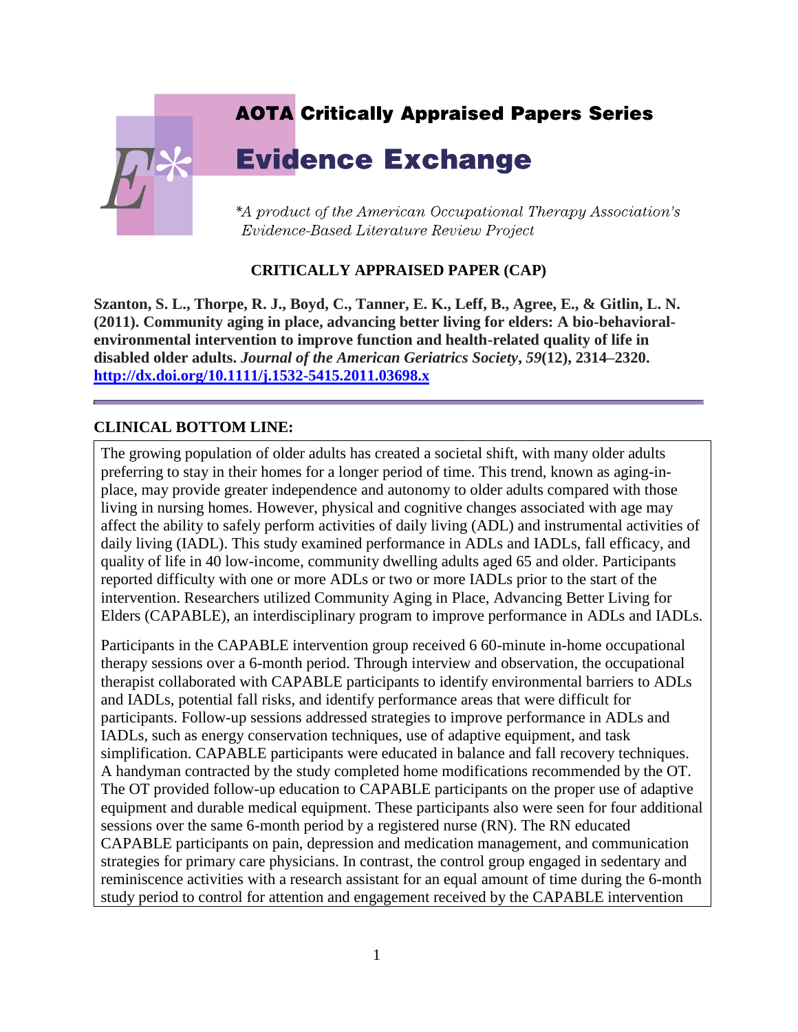AOTA Critically Appraised Papers Series

# Evidence Exchange

*\*A product of the American Occupational Therapy Association's Evidence-Based Literature Review Project*

## CRITICALLY APPRAISED PAPER (CAP)

**Szanton, S. L., Thorpe, R. J., Boyd, C., Tanner, E. K., Leff, B., Agree, E., & Gitlin, L. N. (2011). Community aging in place, advancing better living for elders: A bio-behavioral-environmental intervention to improve function and health-related quality of life in disabled older adults.** ***Journal of the American Geriatrics Society*****,** ***59*****(12), 2314–2320.** **http://dx.doi.org/10.1111/j.1532-5415.2011.03698.x**

---

## CLINICAL BOTTOM LINE:

The growing population of older adults has created a societal shift, with many older adults preferring to stay in their homes for a longer period of time. This trend, known as aging-in-place, may provide greater independence and autonomy to older adults compared with those living in nursing homes. However, physical and cognitive changes associated with age may affect the ability to safely perform activities of daily living (ADL) and instrumental activities of daily living (IADL). This study examined performance in ADLs and IADLs, fall efficacy, and quality of life in 40 low-income, community dwelling adults aged 65 and older. Participants reported difficulty with one or more ADLs or two or more IADLs prior to the start of the intervention. Researchers utilized Community Aging in Place, Advancing Better Living for Elders (CAPABLE), an interdisciplinary program to improve performance in ADLs and IADLs.

Participants in the CAPABLE intervention group received 6 60-minute in-home occupational therapy sessions over a 6-month period. Through interview and observation, the occupational therapist collaborated with CAPABLE participants to identify environmental barriers to ADLs and IADLs, potential fall risks, and identify performance areas that were difficult for participants. Follow-up sessions addressed strategies to improve performance in ADLs and IADLs, such as energy conservation techniques, use of adaptive equipment, and task simplification. CAPABLE participants were educated in balance and fall recovery techniques. A handyman contracted by the study completed home modifications recommended by the OT. The OT provided follow-up education to CAPABLE participants on the proper use of adaptive equipment and durable medical equipment. These participants also were seen for four additional sessions over the same 6-month period by a registered nurse (RN). The RN educated CAPABLE participants on pain, depression and medication management, and communication strategies for primary care physicians. In contrast, the control group engaged in sedentary and reminiscence activities with a research assistant for an equal amount of time during the 6-month study period to control for attention and engagement received by the CAPABLE intervention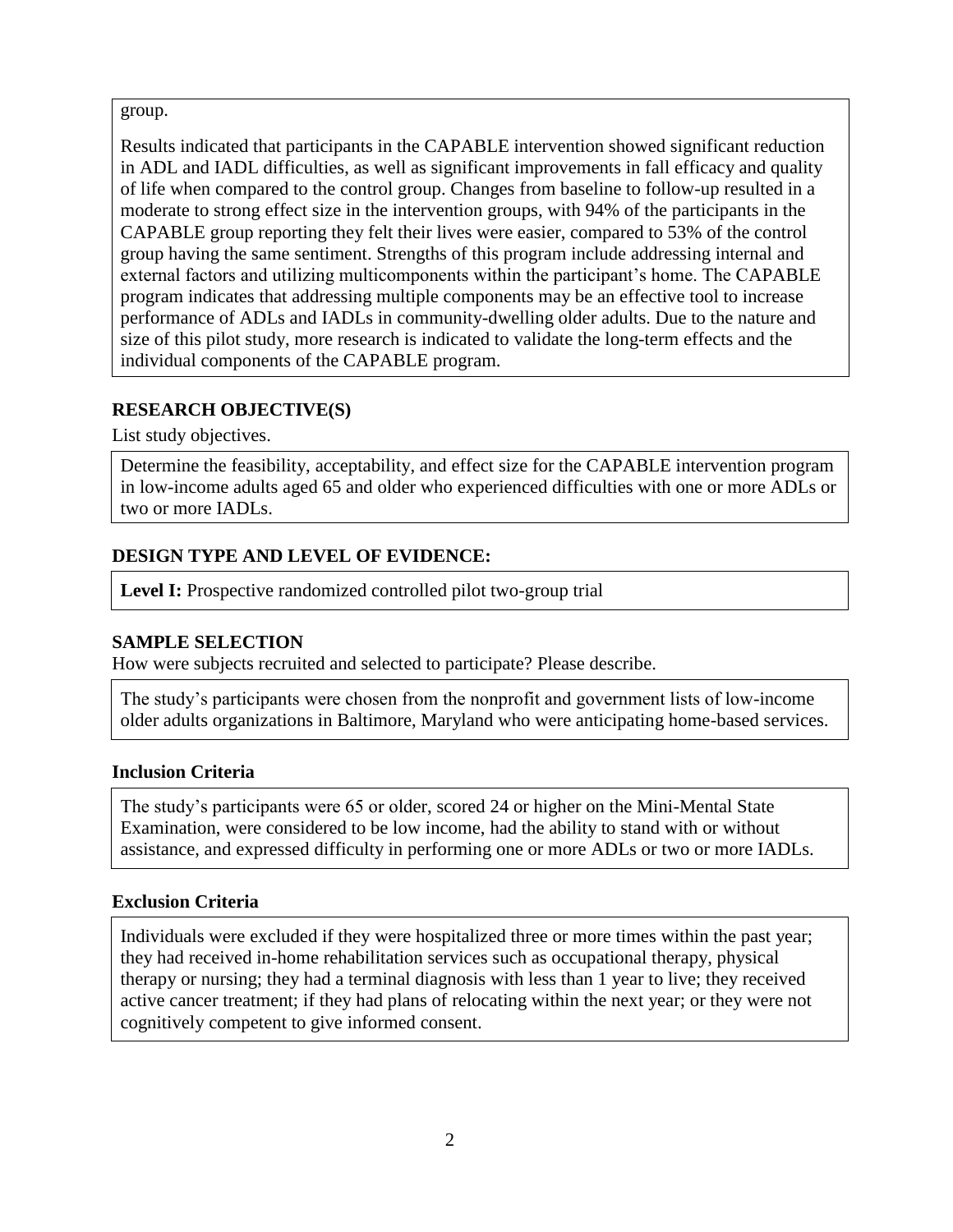group.

Results indicated that participants in the CAPABLE intervention showed significant reduction in ADL and IADL difficulties, as well as significant improvements in fall efficacy and quality of life when compared to the control group. Changes from baseline to follow-up resulted in a moderate to strong effect size in the intervention groups, with 94% of the participants in the CAPABLE group reporting they felt their lives were easier, compared to 53% of the control group having the same sentiment. Strengths of this program include addressing internal and external factors and utilizing multicomponents within the participant's home. The CAPABLE program indicates that addressing multiple components may be an effective tool to increase performance of ADLs and IADLs in community-dwelling older adults. Due to the nature and size of this pilot study, more research is indicated to validate the long-term effects and the individual components of the CAPABLE program.

## RESEARCH OBJECTIVE(S)

List study objectives.

Determine the feasibility, acceptability, and effect size for the CAPABLE intervention program in low-income adults aged 65 and older who experienced difficulties with one or more ADLs or two or more IADLs.

## DESIGN TYPE AND LEVEL OF EVIDENCE:

**Level I:** Prospective randomized controlled pilot two-group trial

## SAMPLE SELECTION

How were subjects recruited and selected to participate? Please describe.

The study's participants were chosen from the nonprofit and government lists of low-income older adults organizations in Baltimore, Maryland who were anticipating home-based services.

### Inclusion Criteria

The study's participants were 65 or older, scored 24 or higher on the Mini-Mental State Examination, were considered to be low income, had the ability to stand with or without assistance, and expressed difficulty in performing one or more ADLs or two or more IADLs.

### Exclusion Criteria

Individuals were excluded if they were hospitalized three or more times within the past year; they had received in-home rehabilitation services such as occupational therapy, physical therapy or nursing; they had a terminal diagnosis with less than 1 year to live; they received active cancer treatment; if they had plans of relocating within the next year; or they were not cognitively competent to give informed consent.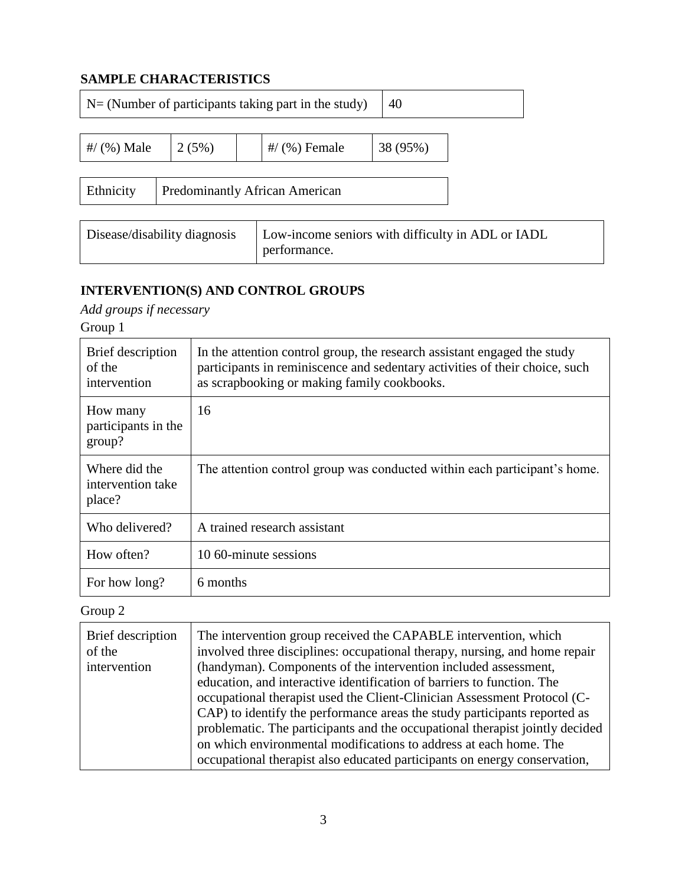## SAMPLE CHARACTERISTICS

| N= (Number of participants taking part in the study) | 40 |
|---|---|

| #/ (%) Male | 2 (5%) | | #/ (%) Female | 38 (95%) |
|---|---|---|---|---|

| Ethnicity | Predominantly African American |
|---|---|

| Disease/disability diagnosis | Low-income seniors with difficulty in ADL or IADL performance. |
|---|---|

## INTERVENTION(S) AND CONTROL GROUPS

*Add groups if necessary*

Group 1

| Brief description of the intervention | In the attention control group, the research assistant engaged the study participants in reminiscence and sedentary activities of their choice, such as scrapbooking or making family cookbooks. |
|---|---|
| How many participants in the group? | 16 |
| Where did the intervention take place? | The attention control group was conducted within each participant's home. |
| Who delivered? | A trained research assistant |
| How often? | 10 60-minute sessions |
| For how long? | 6 months |

Group 2

| Brief description of the intervention | The intervention group received the CAPABLE intervention, which involved three disciplines: occupational therapy, nursing, and home repair (handyman). Components of the intervention included assessment, education, and interactive identification of barriers to function. The occupational therapist used the Client-Clinician Assessment Protocol (C-CAP) to identify the performance areas the study participants reported as problematic. The participants and the occupational therapist jointly decided on which environmental modifications to address at each home. The occupational therapist also educated participants on energy conservation, |
|---|---|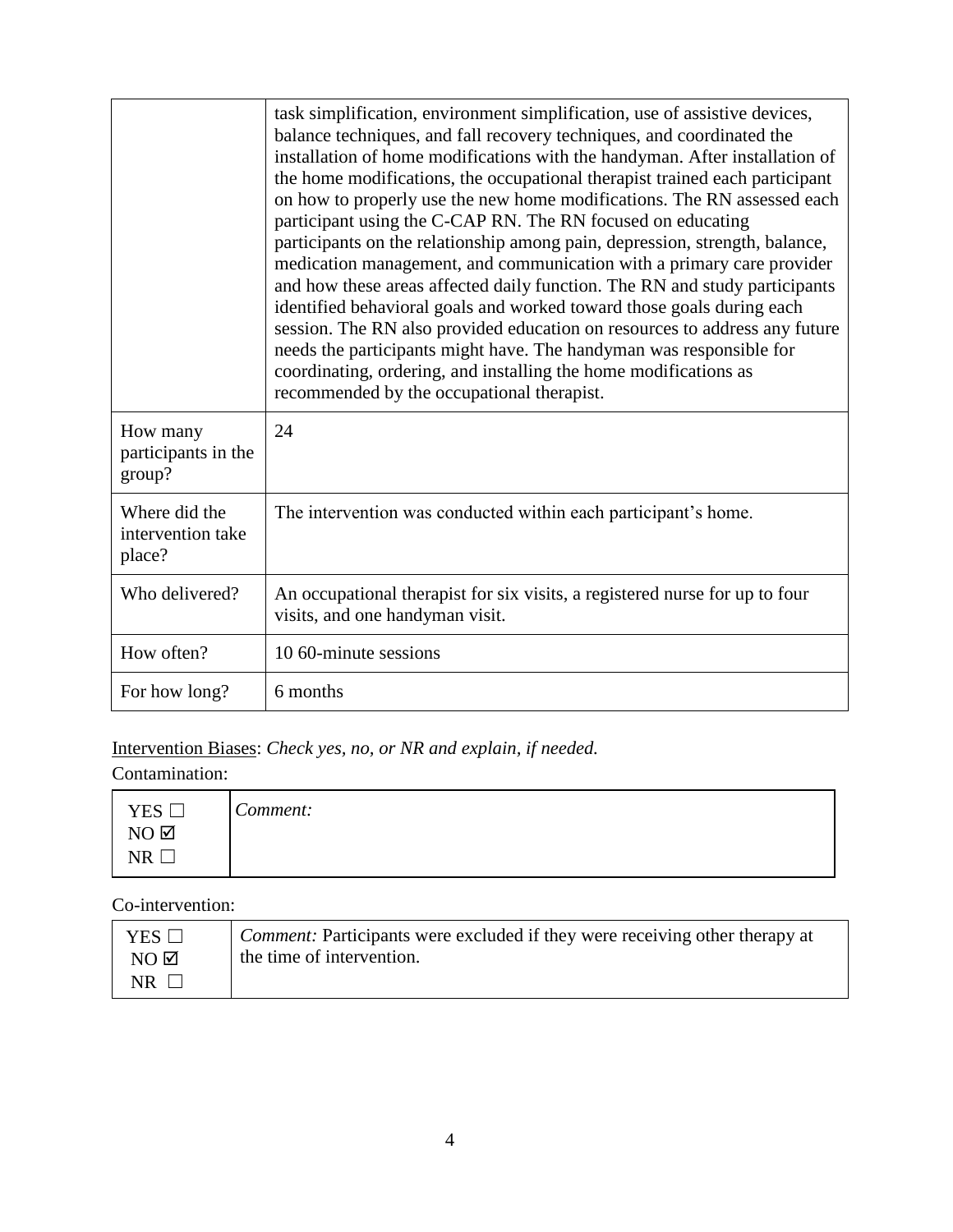| | |
|---|---|
| | task simplification, environment simplification, use of assistive devices, balance techniques, and fall recovery techniques, and coordinated the installation of home modifications with the handyman. After installation of the home modifications, the occupational therapist trained each participant on how to properly use the new home modifications. The RN assessed each participant using the C-CAP RN. The RN focused on educating participants on the relationship among pain, depression, strength, balance, medication management, and communication with a primary care provider and how these areas affected daily function. The RN and study participants identified behavioral goals and worked toward those goals during each session. The RN also provided education on resources to address any future needs the participants might have. The handyman was responsible for coordinating, ordering, and installing the home modifications as recommended by the occupational therapist. |
| How many participants in the group? | 24 |
| Where did the intervention take place? | The intervention was conducted within each participant's home. |
| Who delivered? | An occupational therapist for six visits, a registered nurse for up to four visits, and one handyman visit. |
| How often? | 10 60-minute sessions |
| For how long? | 6 months |

Intervention Biases: *Check yes, no, or NR and explain, if needed.*

Contamination:

| | |
|---|---|
| YES ☐<br>NO ☑<br>NR ☐ | *Comment:* |

Co-intervention:

| | |
|---|---|
| YES ☐<br>NO ☑<br>NR ☐ | *Comment:* Participants were excluded if they were receiving other therapy at the time of intervention. |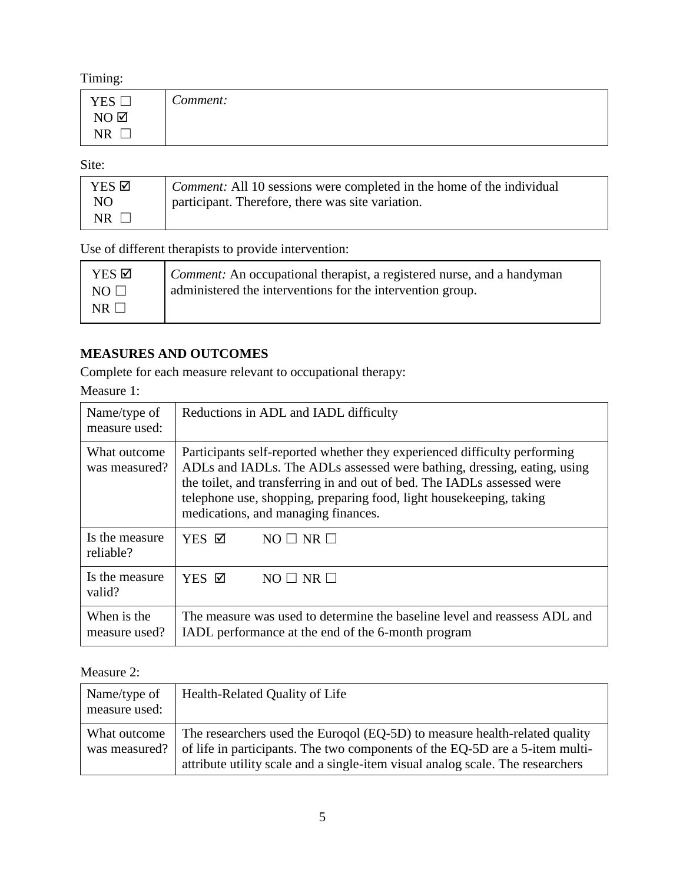Timing:

| YES ☐<br>NO ☑<br>NR ☐ | *Comment:* |
|---|---|

Site:

| YES ☑<br>NO<br>NR ☐ | *Comment:* All 10 sessions were completed in the home of the individual participant. Therefore, there was site variation. |
|---|---|

Use of different therapists to provide intervention:

| YES ☑<br>NO ☐<br>NR ☐ | *Comment:* An occupational therapist, a registered nurse, and a handyman administered the interventions for the intervention group. |
|---|---|

**MEASURES AND OUTCOMES**

Complete for each measure relevant to occupational therapy:

Measure 1:

| Name/type of measure used: | Reductions in ADL and IADL difficulty |
|---|---|
| What outcome was measured? | Participants self-reported whether they experienced difficulty performing ADLs and IADLs. The ADLs assessed were bathing, dressing, eating, using the toilet, and transferring in and out of bed. The IADLs assessed were telephone use, shopping, preparing food, light housekeeping, taking medications, and managing finances. |
| Is the measure reliable? | YES ☑ NO ☐ NR ☐ |
| Is the measure valid? | YES ☑ NO ☐ NR ☐ |
| When is the measure used? | The measure was used to determine the baseline level and reassess ADL and IADL performance at the end of the 6-month program |

Measure 2:

| Name/type of measure used: | Health-Related Quality of Life |
|---|---|
| What outcome was measured? | The researchers used the Euroqol (EQ-5D) to measure health-related quality of life in participants. The two components of the EQ-5D are a 5-item multi-attribute utility scale and a single-item visual analog scale. The researchers |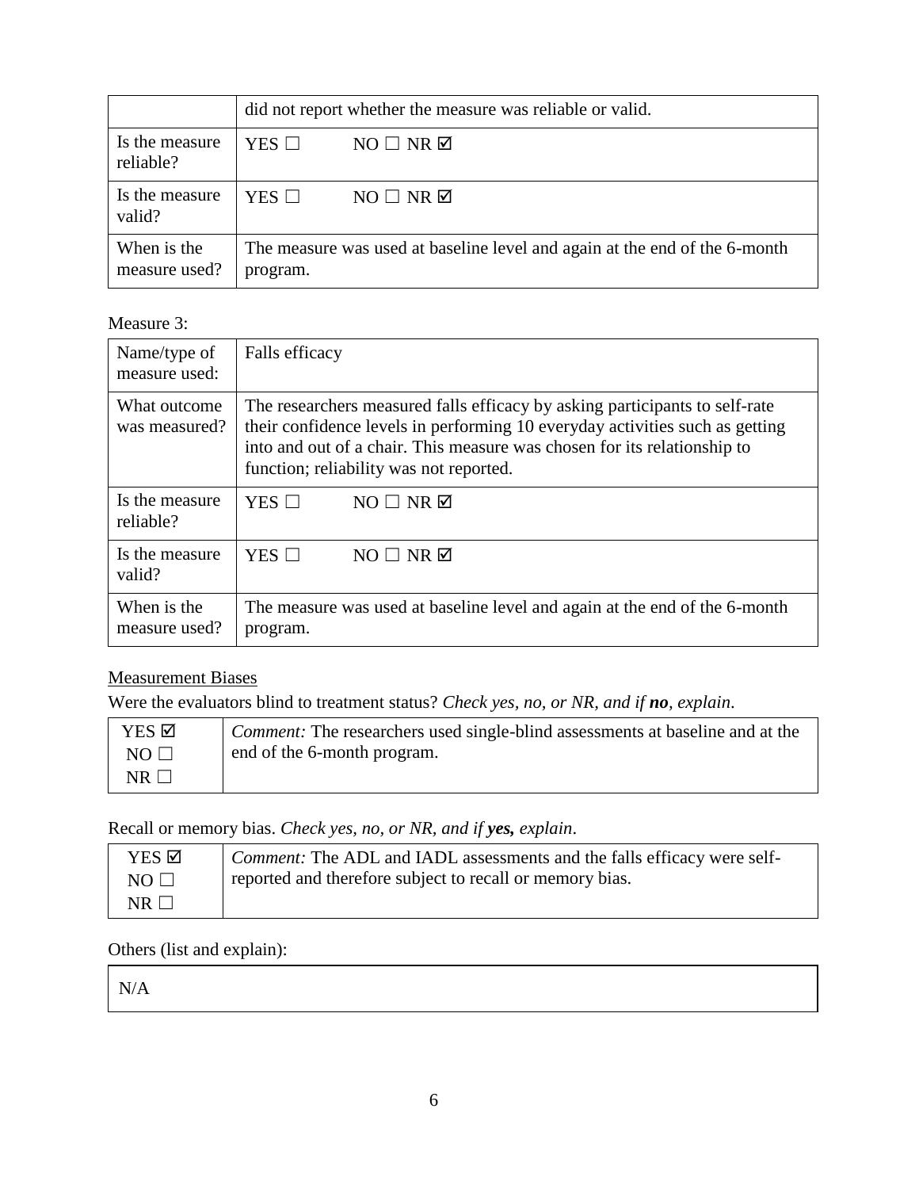| | did not report whether the measure was reliable or valid. |
|---|---|
| Is the measure reliable? | YES ☐ NO ☐ NR ☑ |
| Is the measure valid? | YES ☐ NO ☐ NR ☑ |
| When is the measure used? | The measure was used at baseline level and again at the end of the 6-month program. |

Measure 3:

| Name/type of measure used: | Falls efficacy |
|---|---|
| What outcome was measured? | The researchers measured falls efficacy by asking participants to self-rate their confidence levels in performing 10 everyday activities such as getting into and out of a chair. This measure was chosen for its relationship to function; reliability was not reported. |
| Is the measure reliable? | YES ☐ NO ☐ NR ☑ |
| Is the measure valid? | YES ☐ NO ☐ NR ☑ |
| When is the measure used? | The measure was used at baseline level and again at the end of the 6-month program. |

Measurement Biases

Were the evaluators blind to treatment status? *Check yes, no, or NR, and if **no**, explain.*

| YES ☑ NO ☐ NR ☐ | *Comment:* The researchers used single-blind assessments at baseline and at the end of the 6-month program. |
|---|---|

Recall or memory bias. *Check yes, no, or NR, and if **yes,** explain.*

| YES ☑ NO ☐ NR ☐ | *Comment:* The ADL and IADL assessments and the falls efficacy were self-reported and therefore subject to recall or memory bias. |
|---|---|

Others (list and explain):

| N/A |
|---|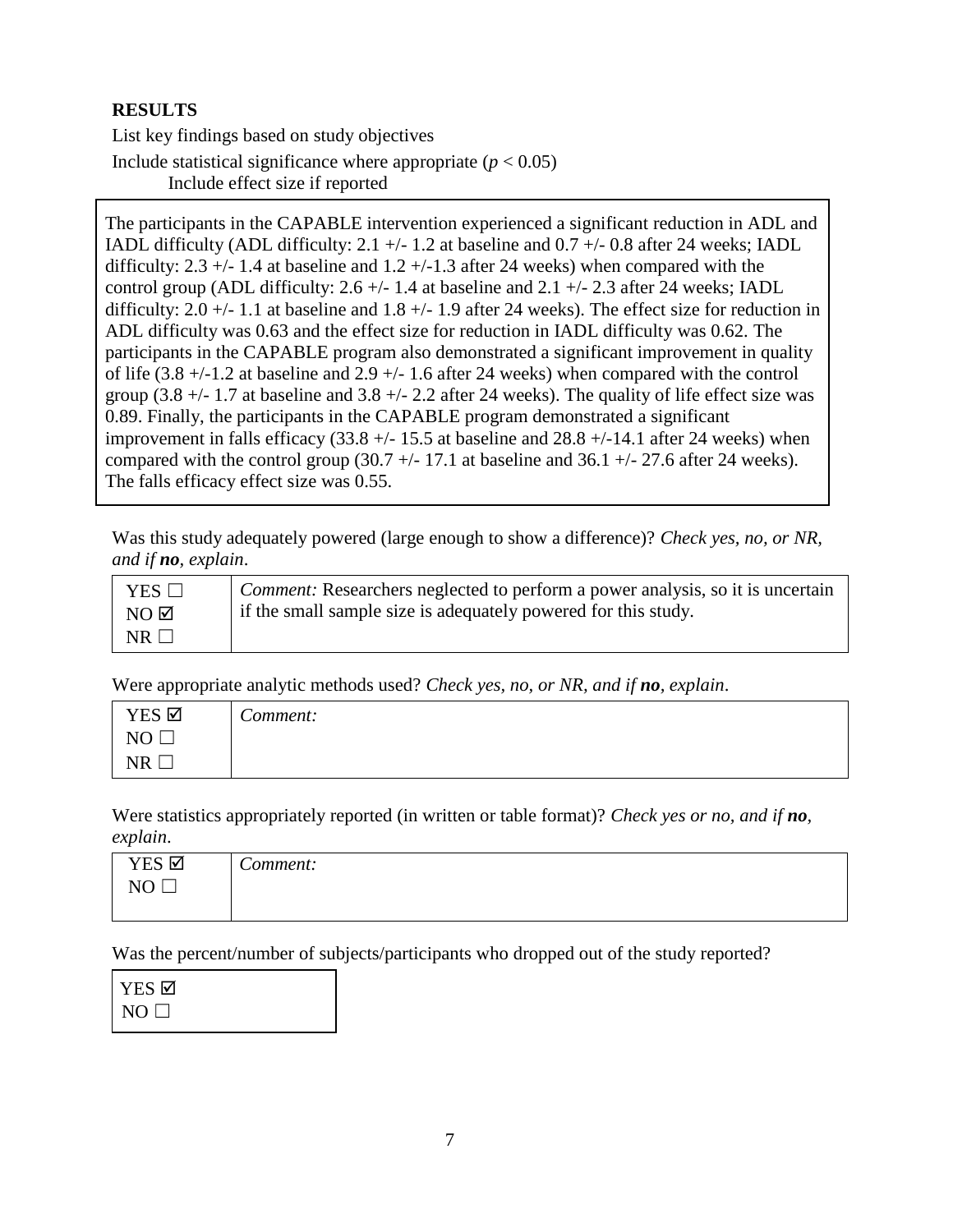**RESULTS**

List key findings based on study objectives

Include statistical significance where appropriate ($p < 0.05$)

Include effect size if reported

The participants in the CAPABLE intervention experienced a significant reduction in ADL and IADL difficulty (ADL difficulty: 2.1 +/- 1.2 at baseline and 0.7 +/- 0.8 after 24 weeks; IADL difficulty: 2.3 +/- 1.4 at baseline and 1.2 +/-1.3 after 24 weeks) when compared with the control group (ADL difficulty: 2.6 +/- 1.4 at baseline and 2.1 +/- 2.3 after 24 weeks; IADL difficulty: 2.0 +/- 1.1 at baseline and 1.8 +/- 1.9 after 24 weeks). The effect size for reduction in ADL difficulty was 0.63 and the effect size for reduction in IADL difficulty was 0.62. The participants in the CAPABLE program also demonstrated a significant improvement in quality of life (3.8 +/-1.2 at baseline and 2.9 +/- 1.6 after 24 weeks) when compared with the control group (3.8 +/- 1.7 at baseline and 3.8 +/- 2.2 after 24 weeks). The quality of life effect size was 0.89. Finally, the participants in the CAPABLE program demonstrated a significant improvement in falls efficacy (33.8 +/- 15.5 at baseline and 28.8 +/-14.1 after 24 weeks) when compared with the control group (30.7 +/- 17.1 at baseline and 36.1 +/- 27.6 after 24 weeks). The falls efficacy effect size was 0.55.

Was this study adequately powered (large enough to show a difference)? *Check yes, no, or NR, and if **no**, explain.*

| | |
|---|---|
| YES ☐<br>NO ☑<br>NR ☐ | *Comment:* Researchers neglected to perform a power analysis, so it is uncertain if the small sample size is adequately powered for this study. |

Were appropriate analytic methods used? *Check yes, no, or NR, and if **no**, explain.*

| | |
|---|---|
| YES ☑<br>NO ☐<br>NR ☐ | *Comment:* |

Were statistics appropriately reported (in written or table format)? *Check yes or no, and if **no**, explain.*

| | |
|---|---|
| YES ☑<br>NO ☐ | *Comment:* |

Was the percent/number of subjects/participants who dropped out of the study reported?

| |
|---|
| YES ☑<br>NO ☐ |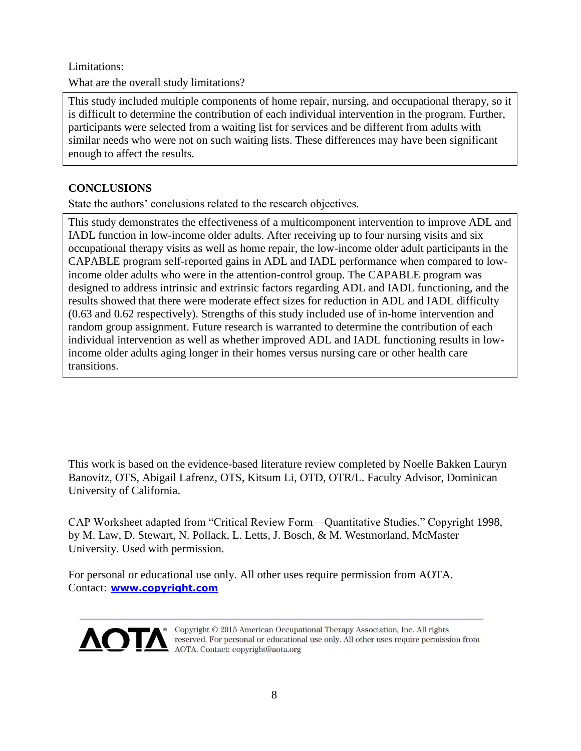Limitations:

What are the overall study limitations?

| |
|---|
| This study included multiple components of home repair, nursing, and occupational therapy, so it is difficult to determine the contribution of each individual intervention in the program. Further, participants were selected from a waiting list for services and be different from adults with similar needs who were not on such waiting lists. These differences may have been significant enough to affect the results. |

**CONCLUSIONS**

State the authors' conclusions related to the research objectives.

| |
|---|
| This study demonstrates the effectiveness of a multicomponent intervention to improve ADL and IADL function in low-income older adults. After receiving up to four nursing visits and six occupational therapy visits as well as home repair, the low-income older adult participants in the CAPABLE program self-reported gains in ADL and IADL performance when compared to low-income older adults who were in the attention-control group. The CAPABLE program was designed to address intrinsic and extrinsic factors regarding ADL and IADL functioning, and the results showed that there were moderate effect sizes for reduction in ADL and IADL difficulty (0.63 and 0.62 respectively). Strengths of this study included use of in-home intervention and random group assignment. Future research is warranted to determine the contribution of each individual intervention as well as whether improved ADL and IADL functioning results in low-income older adults aging longer in their homes versus nursing care or other health care transitions. |

This work is based on the evidence-based literature review completed by Noelle Bakken Lauryn Banovitz, OTS, Abigail Lafrenz, OTS, Kitsum Li, OTD, OTR/L. Faculty Advisor, Dominican University of California.

CAP Worksheet adapted from "Critical Review Form—Quantitative Studies." Copyright 1998, by M. Law, D. Stewart, N. Pollack, L. Letts, J. Bosch, & M. Westmorland, McMaster University. Used with permission.

For personal or educational use only. All other uses require permission from AOTA. Contact: **www.copyright.com**

AOTA® Copyright © 2015 American Occupational Therapy Association, Inc. All rights reserved. For personal or educational use only. All other uses require permission from AOTA. Contact: copyright@aota.org